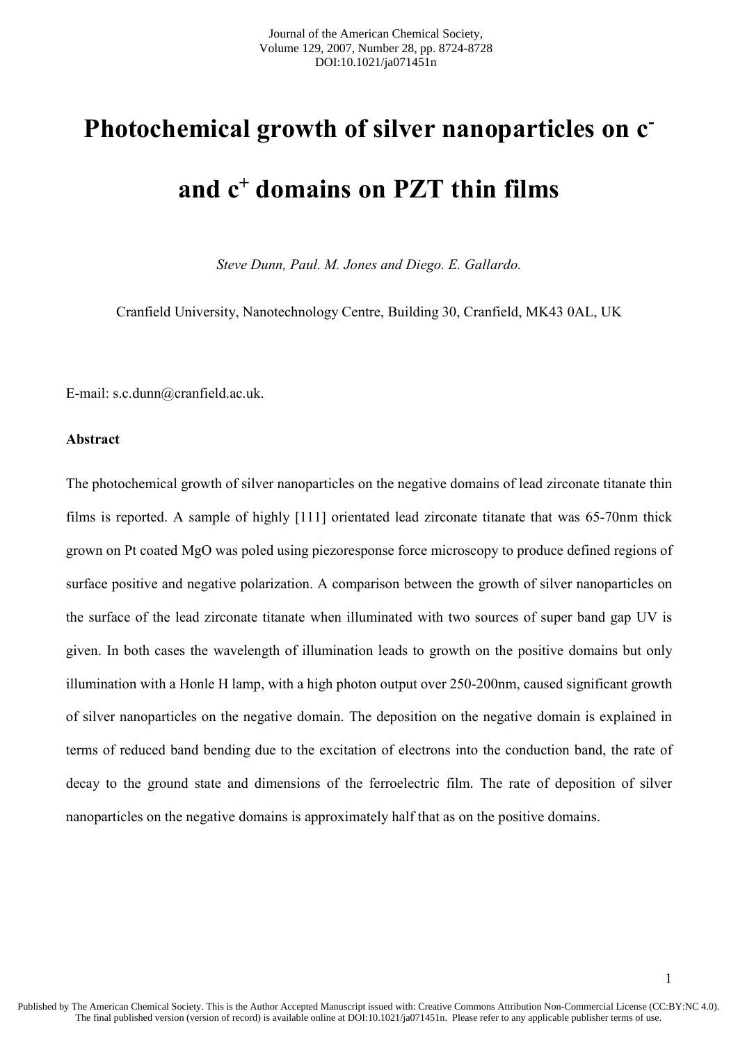# Photochemical growth of silver nanoparticles on $c^-$ and $c^+$ domains on PZT thin films

*Steve Dunn, Paul. M. Jones and Diego. E. Gallardo.*

Cranfield University, Nanotechnology Centre, Building 30, Cranfield, MK43 0AL, UK

E-mail: s.c.dunn@cranfield.ac.uk.

**Abstract**

The photochemical growth of silver nanoparticles on the negative domains of lead zirconate titanate thin films is reported. A sample of highly [111] orientated lead zirconate titanate that was 65-70nm thick grown on Pt coated MgO was poled using piezoresponse force microscopy to produce defined regions of surface positive and negative polarization. A comparison between the growth of silver nanoparticles on the surface of the lead zirconate titanate when illuminated with two sources of super band gap UV is given. In both cases the wavelength of illumination leads to growth on the positive domains but only illumination with a Honle H lamp, with a high photon output over 250-200nm, caused significant growth of silver nanoparticles on the negative domain. The deposition on the negative domain is explained in terms of reduced band bending due to the excitation of electrons into the conduction band, the rate of decay to the ground state and dimensions of the ferroelectric film. The rate of deposition of silver nanoparticles on the negative domains is approximately half that as on the positive domains.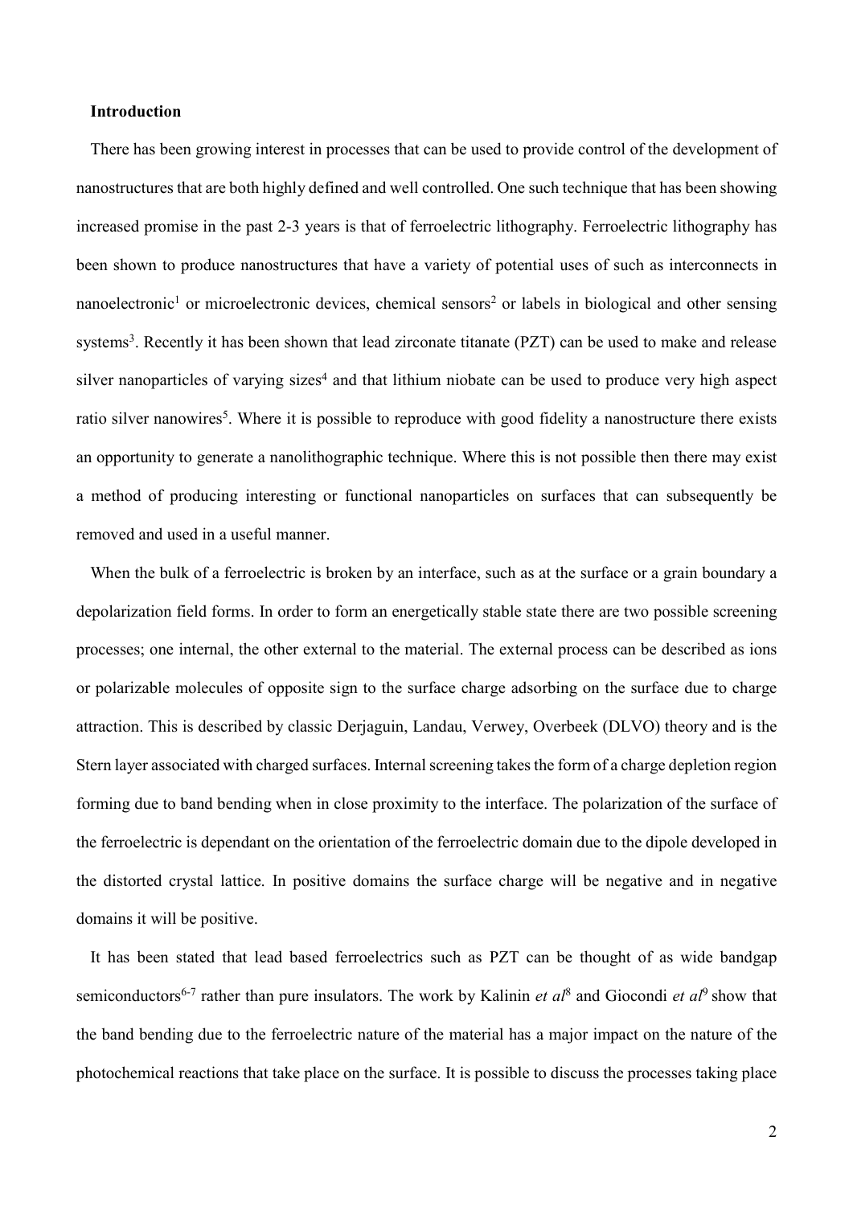## Introduction

There has been growing interest in processes that can be used to provide control of the development of nanostructures that are both highly defined and well controlled. One such technique that has been showing increased promise in the past 2-3 years is that of ferroelectric lithography. Ferroelectric lithography has been shown to produce nanostructures that have a variety of potential uses of such as interconnects in nanoelectronic[1] or microelectronic devices, chemical sensors[2] or labels in biological and other sensing systems[3]. Recently it has been shown that lead zirconate titanate (PZT) can be used to make and release silver nanoparticles of varying sizes[4] and that lithium niobate can be used to produce very high aspect ratio silver nanowires[5]. Where it is possible to reproduce with good fidelity a nanostructure there exists an opportunity to generate a nanolithographic technique. Where this is not possible then there may exist a method of producing interesting or functional nanoparticles on surfaces that can subsequently be removed and used in a useful manner.

When the bulk of a ferroelectric is broken by an interface, such as at the surface or a grain boundary a depolarization field forms. In order to form an energetically stable state there are two possible screening processes; one internal, the other external to the material. The external process can be described as ions or polarizable molecules of opposite sign to the surface charge adsorbing on the surface due to charge attraction. This is described by classic Derjaguin, Landau, Verwey, Overbeek (DLVO) theory and is the Stern layer associated with charged surfaces. Internal screening takes the form of a charge depletion region forming due to band bending when in close proximity to the interface. The polarization of the surface of the ferroelectric is dependant on the orientation of the ferroelectric domain due to the dipole developed in the distorted crystal lattice. In positive domains the surface charge will be negative and in negative domains it will be positive.

It has been stated that lead based ferroelectrics such as PZT can be thought of as wide bandgap semiconductors[6-7] rather than pure insulators. The work by Kalinin *et al*[8] and Giocondi *et al*[9] show that the band bending due to the ferroelectric nature of the material has a major impact on the nature of the photochemical reactions that take place on the surface. It is possible to discuss the processes taking place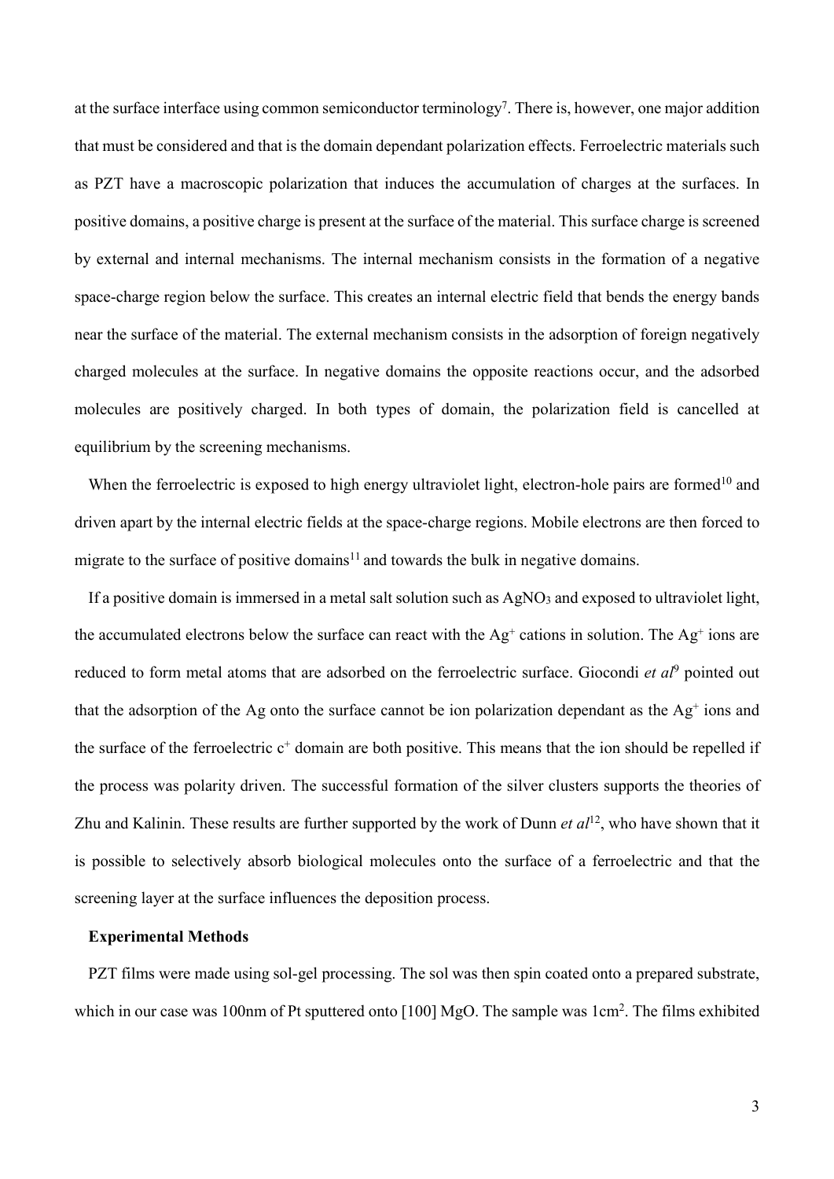at the surface interface using common semiconductor terminology[7]. There is, however, one major addition that must be considered and that is the domain dependant polarization effects. Ferroelectric materials such as PZT have a macroscopic polarization that induces the accumulation of charges at the surfaces. In positive domains, a positive charge is present at the surface of the material. This surface charge is screened by external and internal mechanisms. The internal mechanism consists in the formation of a negative space-charge region below the surface. This creates an internal electric field that bends the energy bands near the surface of the material. The external mechanism consists in the adsorption of foreign negatively charged molecules at the surface. In negative domains the opposite reactions occur, and the adsorbed molecules are positively charged. In both types of domain, the polarization field is cancelled at equilibrium by the screening mechanisms.

When the ferroelectric is exposed to high energy ultraviolet light, electron-hole pairs are formed[10] and driven apart by the internal electric fields at the space-charge regions. Mobile electrons are then forced to migrate to the surface of positive domains[11] and towards the bulk in negative domains.

If a positive domain is immersed in a metal salt solution such as $AgNO_3$ and exposed to ultraviolet light, the accumulated electrons below the surface can react with the $Ag^+$ cations in solution. The $Ag^+$ ions are reduced to form metal atoms that are adsorbed on the ferroelectric surface. Giocondi *et al*[9] pointed out that the adsorption of the Ag onto the surface cannot be ion polarization dependant as the $Ag^+$ ions and the surface of the ferroelectric $c^+$ domain are both positive. This means that the ion should be repelled if the process was polarity driven. The successful formation of the silver clusters supports the theories of Zhu and Kalinin. These results are further supported by the work of Dunn *et al*[12], who have shown that it is possible to selectively absorb biological molecules onto the surface of a ferroelectric and that the screening layer at the surface influences the deposition process.

**Experimental Methods**

PZT films were made using sol-gel processing. The sol was then spin coated onto a prepared substrate, which in our case was 100nm of Pt sputtered onto [100] MgO. The sample was $1cm^2$. The films exhibited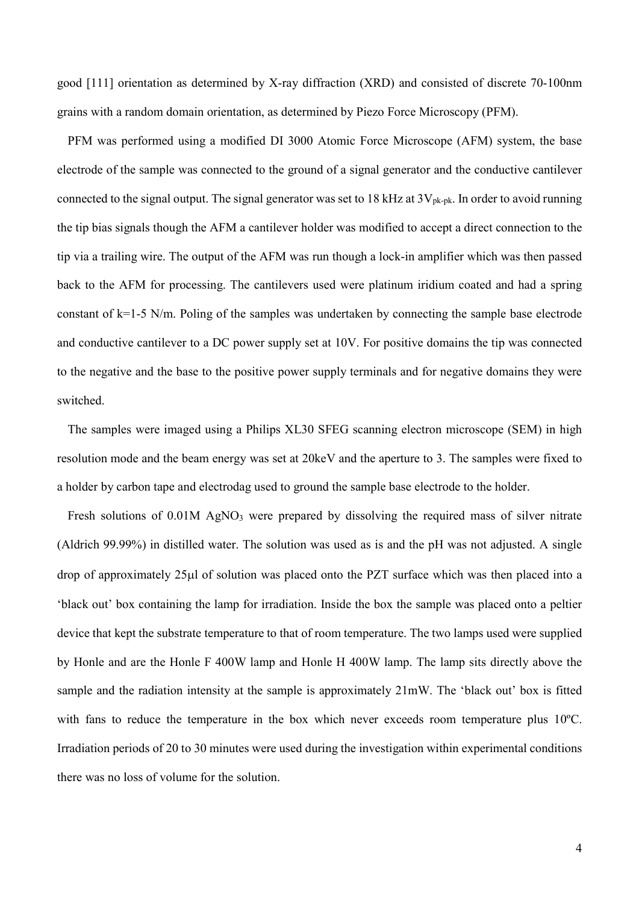good [111] orientation as determined by X-ray diffraction (XRD) and consisted of discrete 70-100nm grains with a random domain orientation, as determined by Piezo Force Microscopy (PFM).

PFM was performed using a modified DI 3000 Atomic Force Microscope (AFM) system, the base electrode of the sample was connected to the ground of a signal generator and the conductive cantilever connected to the signal output. The signal generator was set to 18 kHz at $3V_{pk-pk}$. In order to avoid running the tip bias signals though the AFM a cantilever holder was modified to accept a direct connection to the tip via a trailing wire. The output of the AFM was run though a lock-in amplifier which was then passed back to the AFM for processing. The cantilevers used were platinum iridium coated and had a spring constant of k=1-5 N/m. Poling of the samples was undertaken by connecting the sample base electrode and conductive cantilever to a DC power supply set at 10V. For positive domains the tip was connected to the negative and the base to the positive power supply terminals and for negative domains they were switched.

The samples were imaged using a Philips XL30 SFEG scanning electron microscope (SEM) in high resolution mode and the beam energy was set at 20keV and the aperture to 3. The samples were fixed to a holder by carbon tape and electrodag used to ground the sample base electrode to the holder.

Fresh solutions of 0.01M $AgNO_3$ were prepared by dissolving the required mass of silver nitrate (Aldrich 99.99%) in distilled water. The solution was used as is and the pH was not adjusted. A single drop of approximately 25μl of solution was placed onto the PZT surface which was then placed into a 'black out' box containing the lamp for irradiation. Inside the box the sample was placed onto a peltier device that kept the substrate temperature to that of room temperature. The two lamps used were supplied by Honle and are the Honle F 400W lamp and Honle H 400W lamp. The lamp sits directly above the sample and the radiation intensity at the sample is approximately 21mW. The 'black out' box is fitted with fans to reduce the temperature in the box which never exceeds room temperature plus 10ºC. Irradiation periods of 20 to 30 minutes were used during the investigation within experimental conditions there was no loss of volume for the solution.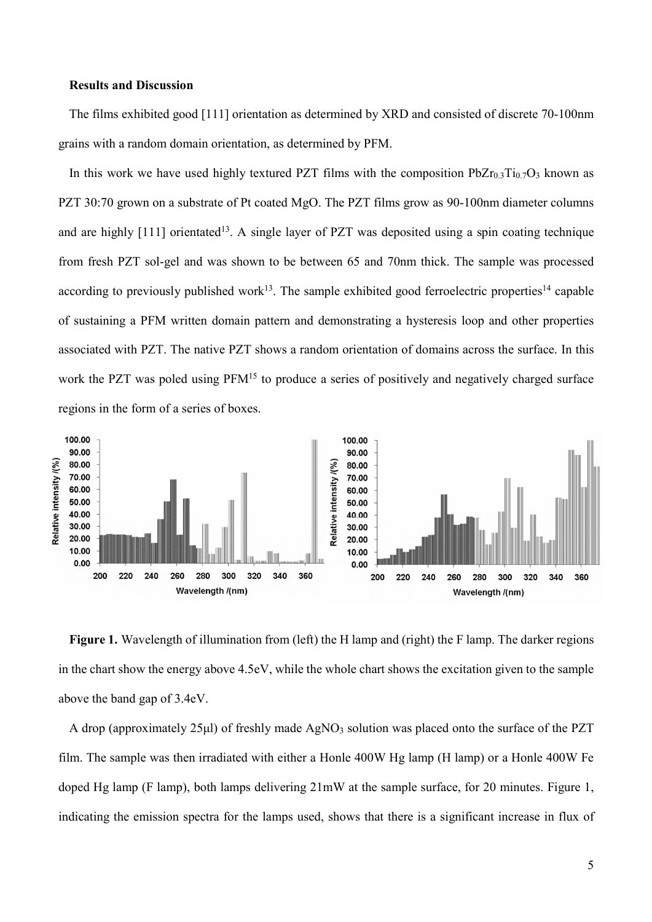**Results and Discussion**

The films exhibited good [111] orientation as determined by XRD and consisted of discrete 70-100nm grains with a random domain orientation, as determined by PFM.

In this work we have used highly textured PZT films with the composition $PbZr_{0.3}Ti_{0.7}O_3$ known as PZT 30:70 grown on a substrate of Pt coated MgO. The PZT films grow as 90-100nm diameter columns and are highly [111] orientated[13]. A single layer of PZT was deposited using a spin coating technique from fresh PZT sol-gel and was shown to be between 65 and 70nm thick. The sample was processed according to previously published work[13]. The sample exhibited good ferroelectric properties[14] capable of sustaining a PFM written domain pattern and demonstrating a hysteresis loop and other properties associated with PZT. The native PZT shows a random orientation of domains across the surface. In this work the PZT was poled using PFM[15] to produce a series of positively and negatively charged surface regions in the form of a series of boxes.

**Figure 1.** Wavelength of illumination from (left) the H lamp and (right) the F lamp. The darker regions in the chart show the energy above 4.5eV, while the whole chart shows the excitation given to the sample above the band gap of 3.4eV.

A drop (approximately 25μl) of freshly made $AgNO_3$ solution was placed onto the surface of the PZT film. The sample was then irradiated with either a Honle 400W Hg lamp (H lamp) or a Honle 400W Fe doped Hg lamp (F lamp), both lamps delivering 21mW at the sample surface, for 20 minutes. Figure 1, indicating the emission spectra for the lamps used, shows that there is a significant increase in flux of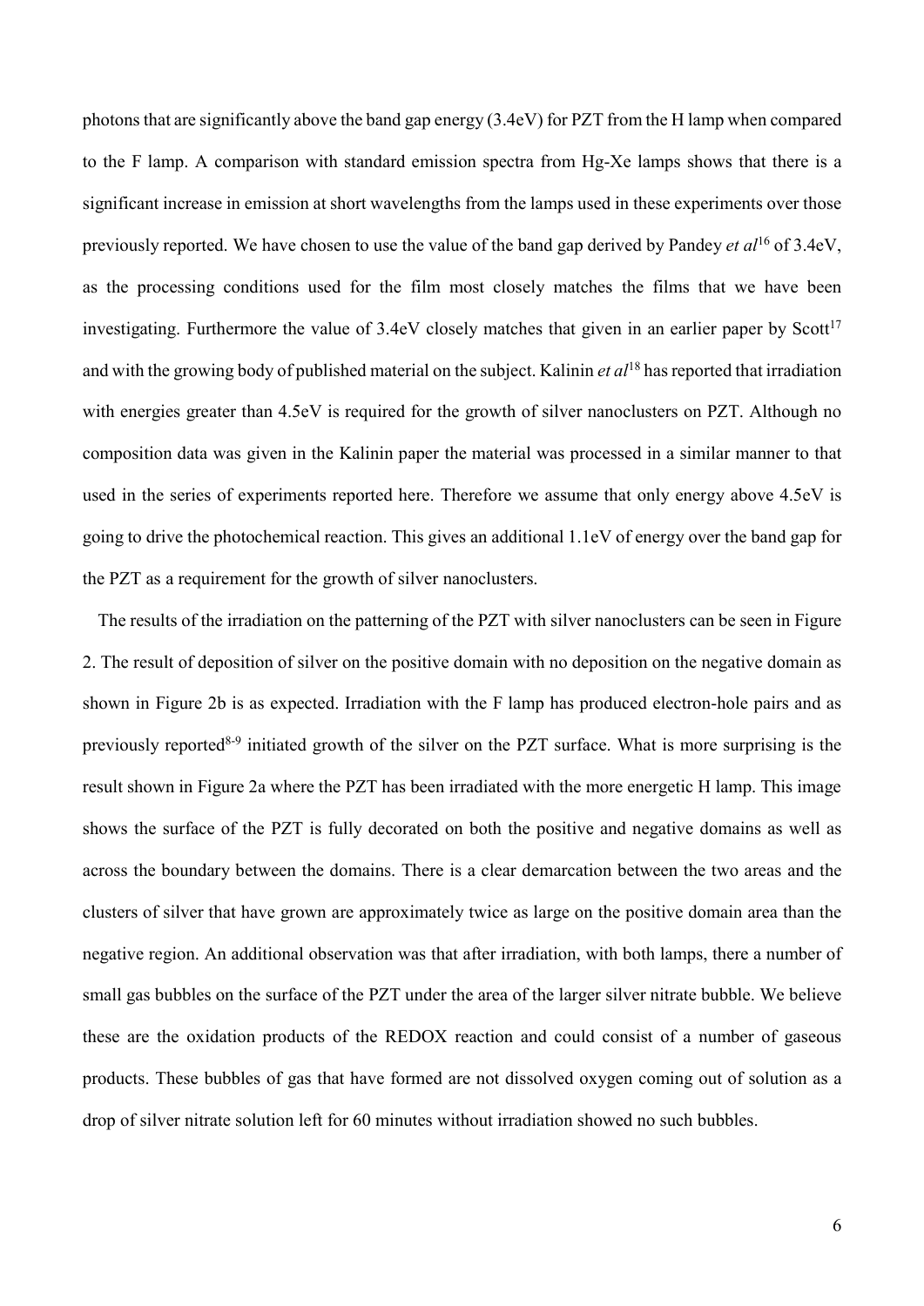photons that are significantly above the band gap energy (3.4eV) for PZT from the H lamp when compared to the F lamp. A comparison with standard emission spectra from Hg-Xe lamps shows that there is a significant increase in emission at short wavelengths from the lamps used in these experiments over those previously reported. We have chosen to use the value of the band gap derived by Pandey *et al*[16] of 3.4eV, as the processing conditions used for the film most closely matches the films that we have been investigating. Furthermore the value of 3.4eV closely matches that given in an earlier paper by Scott[17] and with the growing body of published material on the subject. Kalinin *et al*[18] has reported that irradiation with energies greater than 4.5eV is required for the growth of silver nanoclusters on PZT. Although no composition data was given in the Kalinin paper the material was processed in a similar manner to that used in the series of experiments reported here. Therefore we assume that only energy above 4.5eV is going to drive the photochemical reaction. This gives an additional 1.1eV of energy over the band gap for the PZT as a requirement for the growth of silver nanoclusters.

The results of the irradiation on the patterning of the PZT with silver nanoclusters can be seen in Figure 2. The result of deposition of silver on the positive domain with no deposition on the negative domain as shown in Figure 2b is as expected. Irradiation with the F lamp has produced electron-hole pairs and as previously reported[8-9] initiated growth of the silver on the PZT surface. What is more surprising is the result shown in Figure 2a where the PZT has been irradiated with the more energetic H lamp. This image shows the surface of the PZT is fully decorated on both the positive and negative domains as well as across the boundary between the domains. There is a clear demarcation between the two areas and the clusters of silver that have grown are approximately twice as large on the positive domain area than the negative region. An additional observation was that after irradiation, with both lamps, there a number of small gas bubbles on the surface of the PZT under the area of the larger silver nitrate bubble. We believe these are the oxidation products of the REDOX reaction and could consist of a number of gaseous products. These bubbles of gas that have formed are not dissolved oxygen coming out of solution as a drop of silver nitrate solution left for 60 minutes without irradiation showed no such bubbles.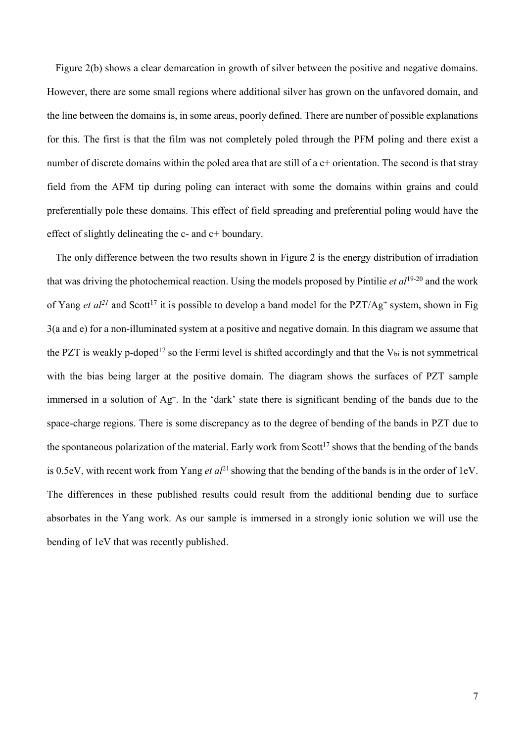Figure 2(b) shows a clear demarcation in growth of silver between the positive and negative domains. However, there are some small regions where additional silver has grown on the unfavored domain, and the line between the domains is, in some areas, poorly defined. There are number of possible explanations for this. The first is that the film was not completely poled through the PFM poling and there exist a number of discrete domains within the poled area that are still of a c+ orientation. The second is that stray field from the AFM tip during poling can interact with some the domains within grains and could preferentially pole these domains. This effect of field spreading and preferential poling would have the effect of slightly delineating the c- and c+ boundary.

The only difference between the two results shown in Figure 2 is the energy distribution of irradiation that was driving the photochemical reaction. Using the models proposed by Pintilie *et al*[19-20] and the work of Yang *et al*[21] and Scott[17] it is possible to develop a band model for the PZT/$Ag^{+}$ system, shown in Fig 3(a and e) for a non-illuminated system at a positive and negative domain. In this diagram we assume that the PZT is weakly p-doped[17] so the Fermi level is shifted accordingly and that the $V_{bi}$ is not symmetrical with the bias being larger at the positive domain. The diagram shows the surfaces of PZT sample immersed in a solution of $Ag^{+}$. In the 'dark' state there is significant bending of the bands due to the space-charge regions. There is some discrepancy as to the degree of bending of the bands in PZT due to the spontaneous polarization of the material. Early work from Scott[17] shows that the bending of the bands is 0.5eV, with recent work from Yang *et al*[21] showing that the bending of the bands is in the order of 1eV. The differences in these published results could result from the additional bending due to surface absorbates in the Yang work. As our sample is immersed in a strongly ionic solution we will use the bending of 1eV that was recently published.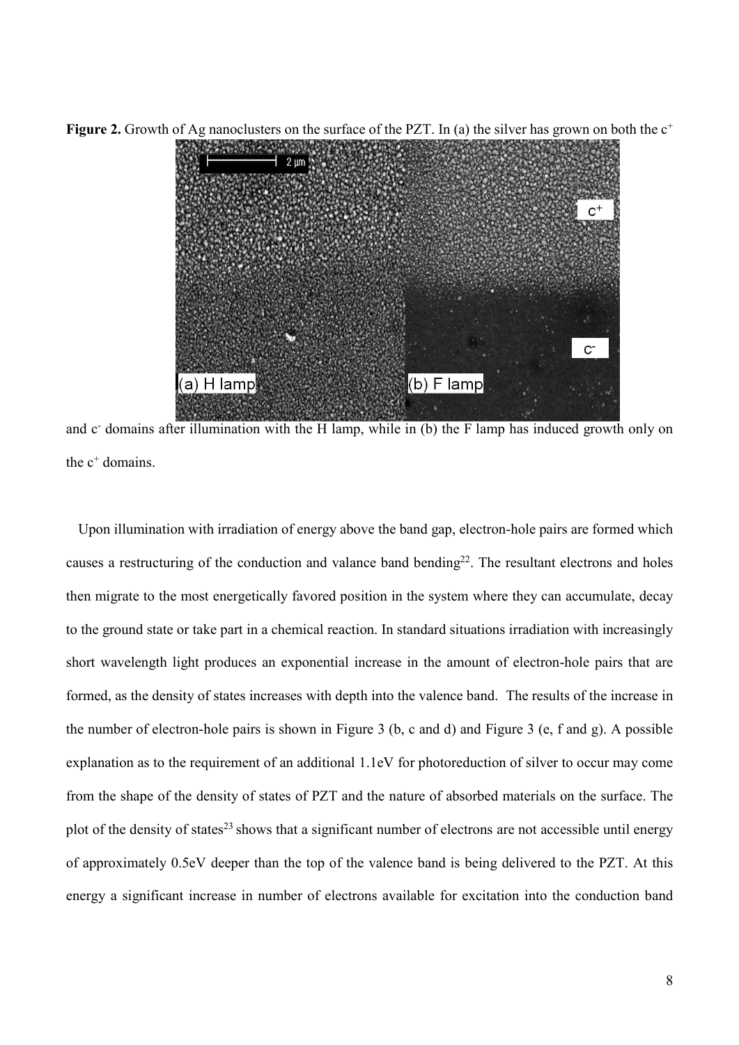**Figure 2.** Growth of Ag nanoclusters on the surface of the PZT. In (a) the silver has grown on both the $c^+$ and $c^-$ domains after illumination with the H lamp, while in (b) the F lamp has induced growth only on the $c^+$ domains.

Upon illumination with irradiation of energy above the band gap, electron-hole pairs are formed which causes a restructuring of the conduction and valance band bending[22]. The resultant electrons and holes then migrate to the most energetically favored position in the system where they can accumulate, decay to the ground state or take part in a chemical reaction. In standard situations irradiation with increasingly short wavelength light produces an exponential increase in the amount of electron-hole pairs that are formed, as the density of states increases with depth into the valence band. The results of the increase in the number of electron-hole pairs is shown in Figure 3 (b, c and d) and Figure 3 (e, f and g). A possible explanation as to the requirement of an additional 1.1eV for photoreduction of silver to occur may come from the shape of the density of states of PZT and the nature of absorbed materials on the surface. The plot of the density of states[23] shows that a significant number of electrons are not accessible until energy of approximately 0.5eV deeper than the top of the valence band is being delivered to the PZT. At this energy a significant increase in number of electrons available for excitation into the conduction band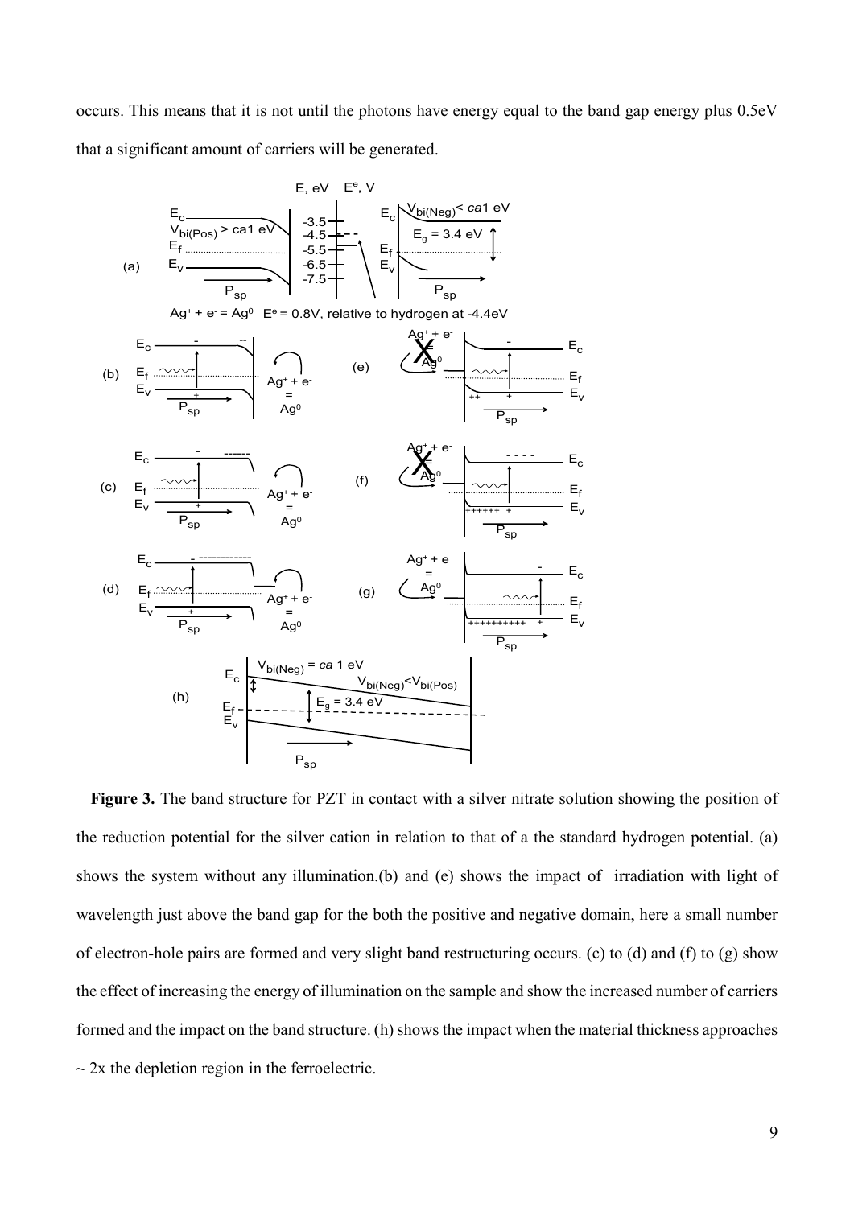occurs. This means that it is not until the photons have energy equal to the band gap energy plus 0.5eV that a significant amount of carriers will be generated.

**Figure 3.** The band structure for PZT in contact with a silver nitrate solution showing the position of the reduction potential for the silver cation in relation to that of a the standard hydrogen potential. (a) shows the system without any illumination.(b) and (e) shows the impact of irradiation with light of wavelength just above the band gap for the both the positive and negative domain, here a small number of electron-hole pairs are formed and very slight band restructuring occurs. (c) to (d) and (f) to (g) show the effect of increasing the energy of illumination on the sample and show the increased number of carriers formed and the impact on the band structure. (h) shows the impact when the material thickness approaches ~ 2x the depletion region in the ferroelectric.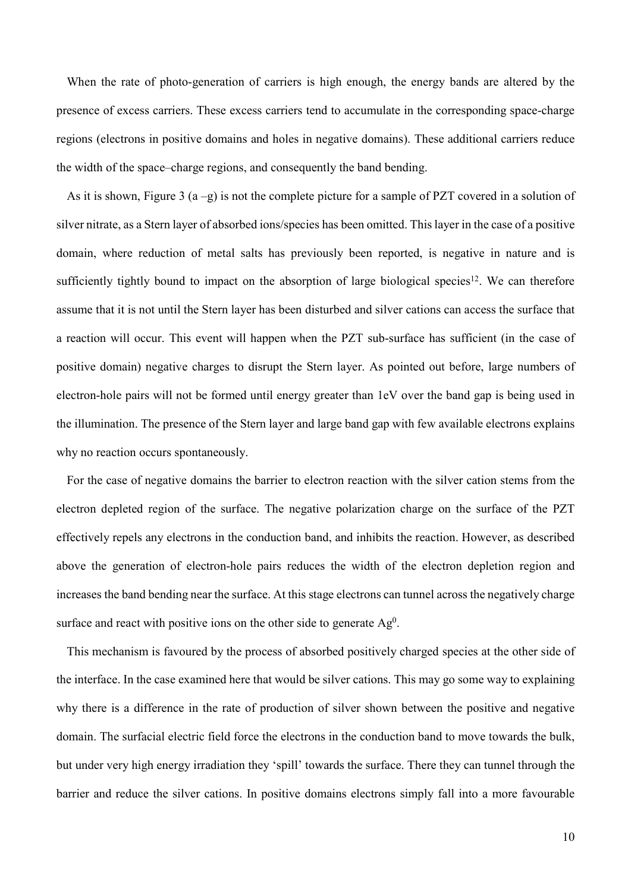When the rate of photo-generation of carriers is high enough, the energy bands are altered by the presence of excess carriers. These excess carriers tend to accumulate in the corresponding space-charge regions (electrons in positive domains and holes in negative domains). These additional carriers reduce the width of the space–charge regions, and consequently the band bending.

As it is shown, Figure 3 (a –g) is not the complete picture for a sample of PZT covered in a solution of silver nitrate, as a Stern layer of absorbed ions/species has been omitted. This layer in the case of a positive domain, where reduction of metal salts has previously been reported, is negative in nature and is sufficiently tightly bound to impact on the absorption of large biological species[12]. We can therefore assume that it is not until the Stern layer has been disturbed and silver cations can access the surface that a reaction will occur. This event will happen when the PZT sub-surface has sufficient (in the case of positive domain) negative charges to disrupt the Stern layer. As pointed out before, large numbers of electron-hole pairs will not be formed until energy greater than 1eV over the band gap is being used in the illumination. The presence of the Stern layer and large band gap with few available electrons explains why no reaction occurs spontaneously.

For the case of negative domains the barrier to electron reaction with the silver cation stems from the electron depleted region of the surface. The negative polarization charge on the surface of the PZT effectively repels any electrons in the conduction band, and inhibits the reaction. However, as described above the generation of electron-hole pairs reduces the width of the electron depletion region and increases the band bending near the surface. At this stage electrons can tunnel across the negatively charge surface and react with positive ions on the other side to generate $Ag^0$.

This mechanism is favoured by the process of absorbed positively charged species at the other side of the interface. In the case examined here that would be silver cations. This may go some way to explaining why there is a difference in the rate of production of silver shown between the positive and negative domain. The surfacial electric field force the electrons in the conduction band to move towards the bulk, but under very high energy irradiation they 'spill' towards the surface. There they can tunnel through the barrier and reduce the silver cations. In positive domains electrons simply fall into a more favourable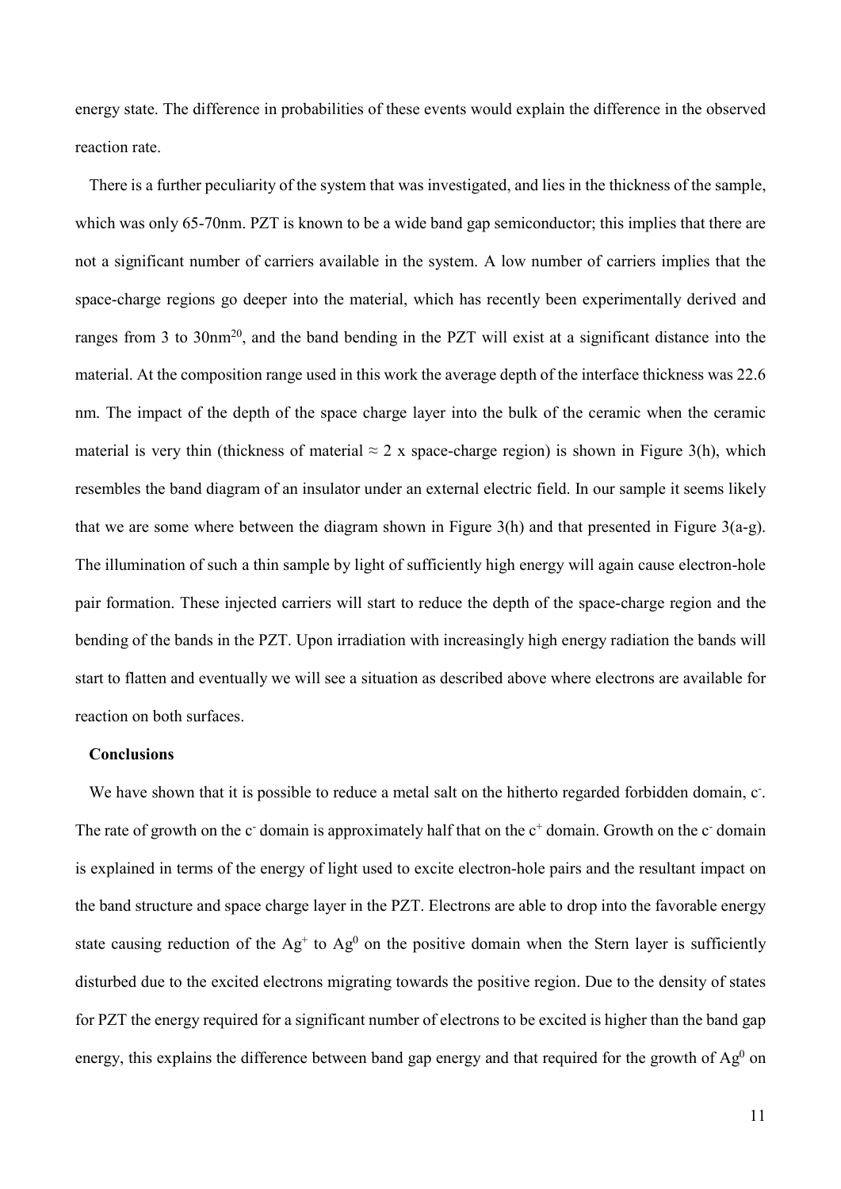energy state. The difference in probabilities of these events would explain the difference in the observed reaction rate.

There is a further peculiarity of the system that was investigated, and lies in the thickness of the sample, which was only 65-70nm. PZT is known to be a wide band gap semiconductor; this implies that there are not a significant number of carriers available in the system. A low number of carriers implies that the space-charge regions go deeper into the material, which has recently been experimentally derived and ranges from 3 to 30nm[20], and the band bending in the PZT will exist at a significant distance into the material. At the composition range used in this work the average depth of the interface thickness was 22.6 nm. The impact of the depth of the space charge layer into the bulk of the ceramic when the ceramic material is very thin (thickness of material ≈ 2 x space-charge region) is shown in Figure 3(h), which resembles the band diagram of an insulator under an external electric field. In our sample it seems likely that we are some where between the diagram shown in Figure 3(h) and that presented in Figure 3(a-g). The illumination of such a thin sample by light of sufficiently high energy will again cause electron-hole pair formation. These injected carriers will start to reduce the depth of the space-charge region and the bending of the bands in the PZT. Upon irradiation with increasingly high energy radiation the bands will start to flatten and eventually we will see a situation as described above where electrons are available for reaction on both surfaces.

**Conclusions**

We have shown that it is possible to reduce a metal salt on the hitherto regarded forbidden domain, $c^-$. The rate of growth on the $c^-$ domain is approximately half that on the $c^+$ domain. Growth on the $c^-$ domain is explained in terms of the energy of light used to excite electron-hole pairs and the resultant impact on the band structure and space charge layer in the PZT. Electrons are able to drop into the favorable energy state causing reduction of the $Ag^+$ to $Ag^0$ on the positive domain when the Stern layer is sufficiently disturbed due to the excited electrons migrating towards the positive region. Due to the density of states for PZT the energy required for a significant number of electrons to be excited is higher than the band gap energy, this explains the difference between band gap energy and that required for the growth of $Ag^0$ on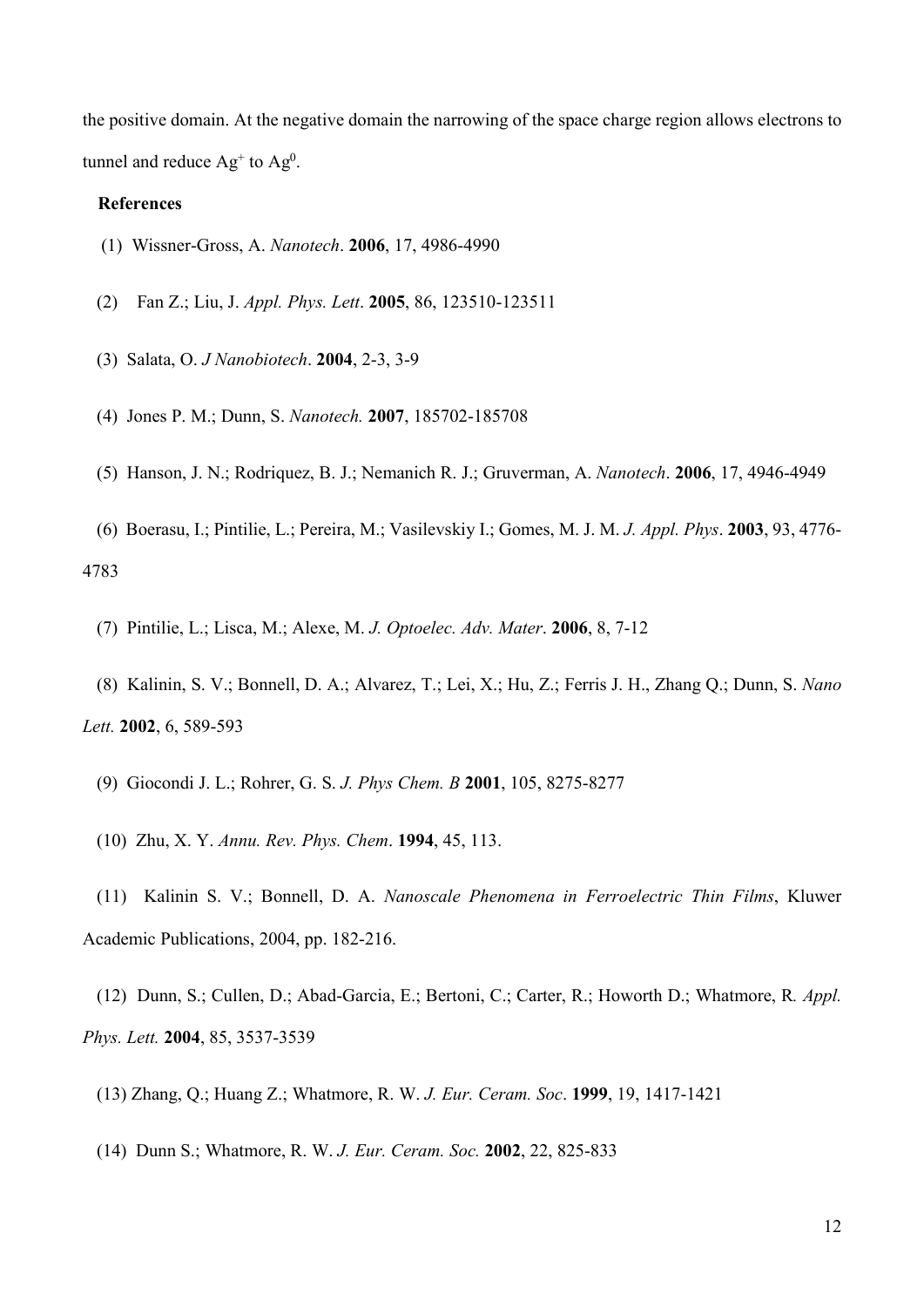the positive domain. At the negative domain the narrowing of the space charge region allows electrons to tunnel and reduce $Ag^+$ to $Ag^0$.

**References**

(1) Wissner-Gross, A. *Nanotech*. **2006**, 17, 4986-4990

(2) Fan Z.; Liu, J. *Appl. Phys. Lett*. **2005**, 86, 123510-123511

(3) Salata, O. *J Nanobiotech*. **2004**, 2-3, 3-9

(4) Jones P. M.; Dunn, S. *Nanotech.* **2007**, 185702-185708

(5) Hanson, J. N.; Rodriquez, B. J.; Nemanich R. J.; Gruverman, A. *Nanotech*. **2006**, 17, 4946-4949

(6) Boerasu, I.; Pintilie, L.; Pereira, M.; Vasilevskiy I.; Gomes, M. J. M. *J. Appl. Phys*. **2003**, 93, 4776-4783

(7) Pintilie, L.; Lisca, M.; Alexe, M. *J. Optoelec. Adv. Mater*. **2006**, 8, 7-12

(8) Kalinin, S. V.; Bonnell, D. A.; Alvarez, T.; Lei, X.; Hu, Z.; Ferris J. H., Zhang Q.; Dunn, S. *Nano Lett.* **2002**, 6, 589-593

(9) Giocondi J. L.; Rohrer, G. S. *J. Phys Chem. B* **2001**, 105, 8275-8277

(10) Zhu, X. Y. *Annu. Rev. Phys. Chem*. **1994**, 45, 113.

(11) Kalinin S. V.; Bonnell, D. A. *Nanoscale Phenomena in Ferroelectric Thin Films*, Kluwer Academic Publications, 2004, pp. 182-216.

(12) Dunn, S.; Cullen, D.; Abad-Garcia, E.; Bertoni, C.; Carter, R.; Howorth D.; Whatmore, R. *Appl. Phys. Lett.* **2004**, 85, 3537-3539

(13) Zhang, Q.; Huang Z.; Whatmore, R. W. *J. Eur. Ceram. Soc*. **1999**, 19, 1417-1421

(14) Dunn S.; Whatmore, R. W. *J. Eur. Ceram. Soc.* **2002**, 22, 825-833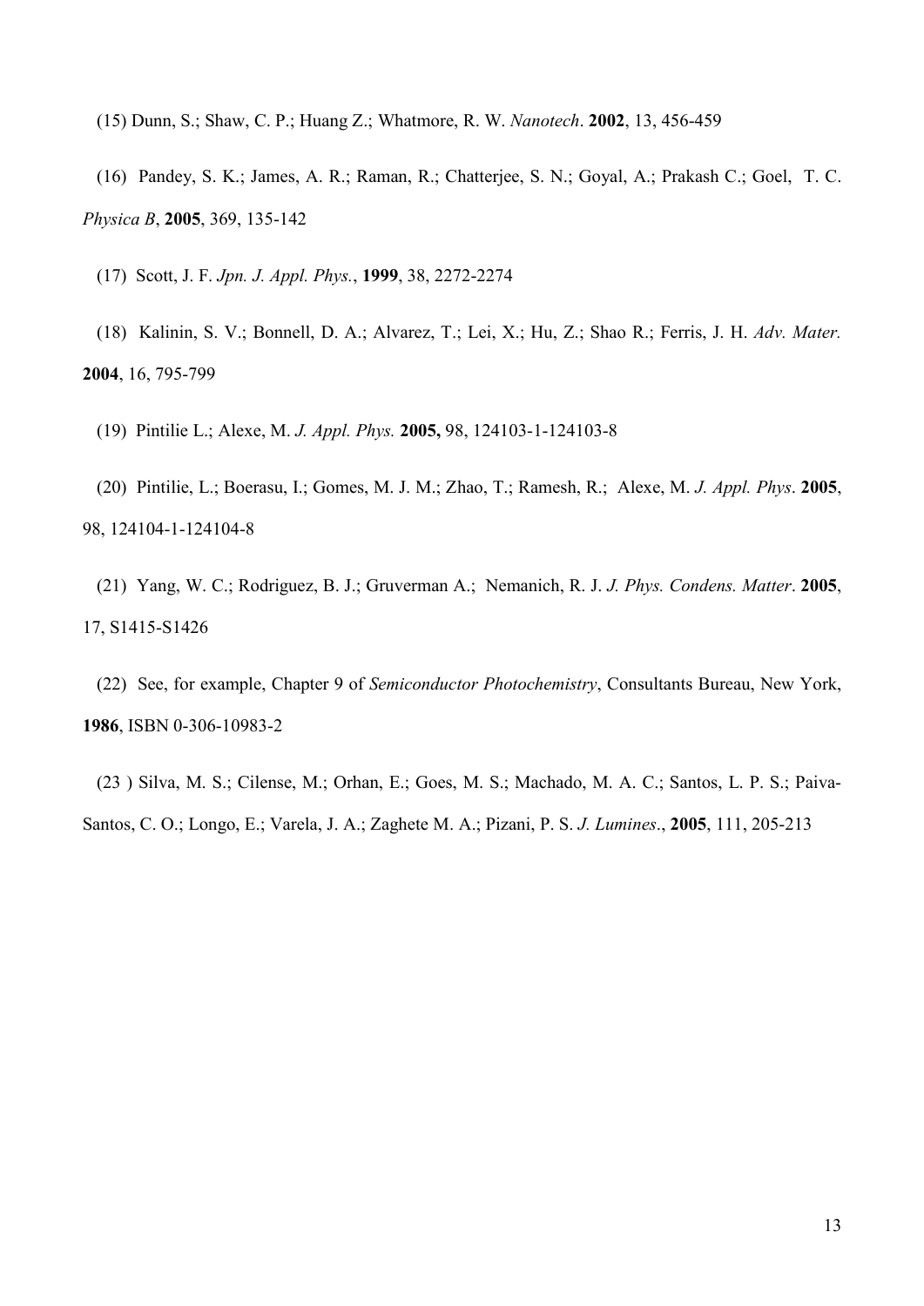(15) Dunn, S.; Shaw, C. P.; Huang Z.; Whatmore, R. W. *Nanotech*. **2002**, 13, 456-459

(16) Pandey, S. K.; James, A. R.; Raman, R.; Chatterjee, S. N.; Goyal, A.; Prakash C.; Goel, T. C. *Physica B*, **2005**, 369, 135-142

(17) Scott, J. F. *Jpn. J. Appl. Phys.*, **1999**, 38, 2272-2274

(18) Kalinin, S. V.; Bonnell, D. A.; Alvarez, T.; Lei, X.; Hu, Z.; Shao R.; Ferris, J. H. *Adv. Mater.* **2004**, 16, 795-799

(19) Pintilie L.; Alexe, M. *J. Appl. Phys.* **2005,** 98, 124103-1-124103-8

(20) Pintilie, L.; Boerasu, I.; Gomes, M. J. M.; Zhao, T.; Ramesh, R.; Alexe, M. *J. Appl. Phys*. **2005**, 98, 124104-1-124104-8

(21) Yang, W. C.; Rodriguez, B. J.; Gruverman A.; Nemanich, R. J. *J. Phys. Condens. Matter*. **2005**, 17, S1415-S1426

(22) See, for example, Chapter 9 of *Semiconductor Photochemistry*, Consultants Bureau, New York, **1986**, ISBN 0-306-10983-2

(23 ) Silva, M. S.; Cilense, M.; Orhan, E.; Goes, M. S.; Machado, M. A. C.; Santos, L. P. S.; Paiva-Santos, C. O.; Longo, E.; Varela, J. A.; Zaghete M. A.; Pizani, P. S. *J. Lumines*., **2005**, 111, 205-213